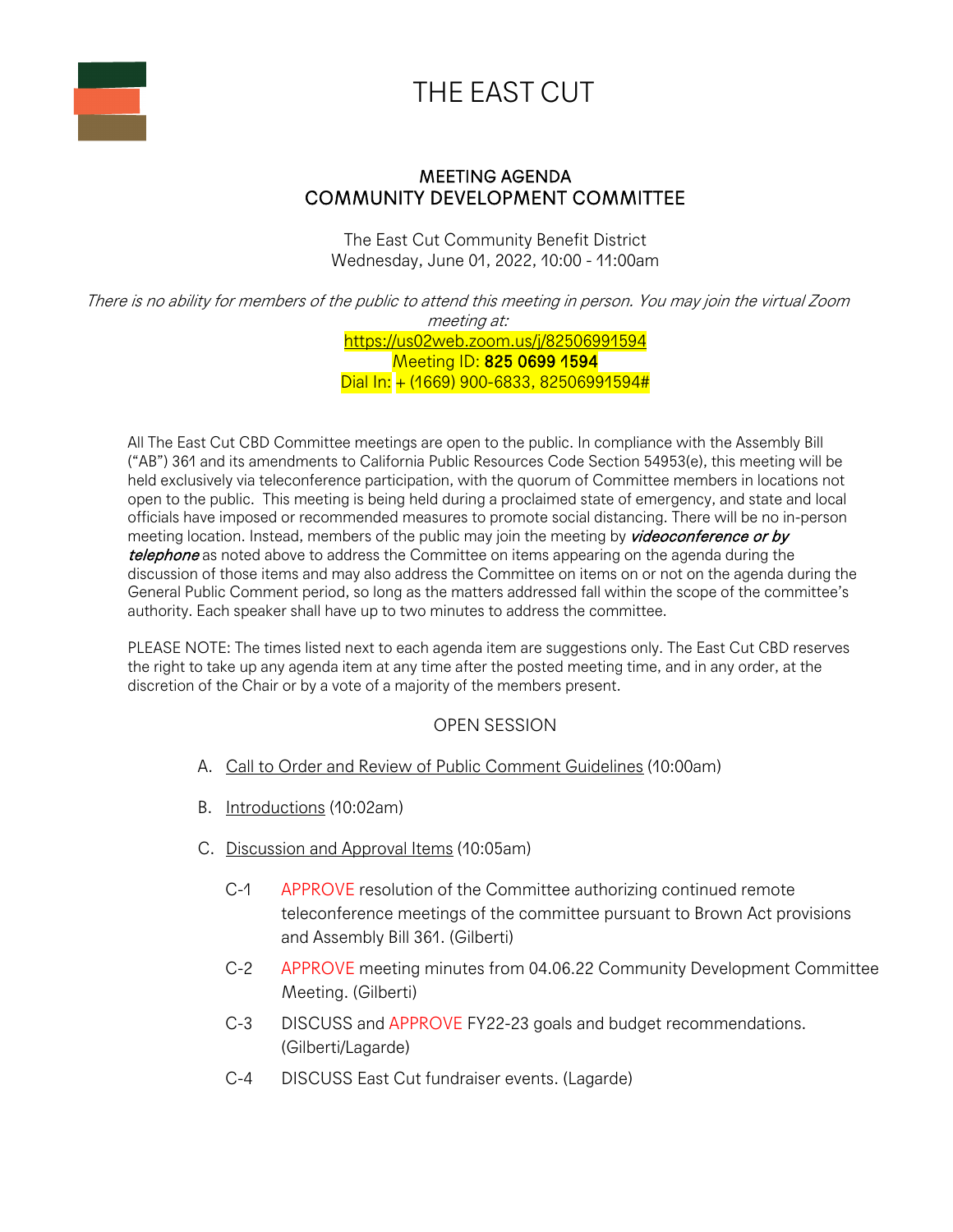# THE EAST CUT

## MEETING AGENDA
## COMMUNITY DEVELOPMENT COMMITTEE

The East Cut Community Benefit District
Wednesday, June 01, 2022, 10:00 - 11:00am

*There is no ability for members of the public to attend this meeting in person. You may join the virtual Zoom meeting at:*
https://us02web.zoom.us/j/82506991594
Meeting ID: **825 0699 1594**
Dial In: + (1669) 900-6833, 82506991594#

All The East Cut CBD Committee meetings are open to the public. In compliance with the Assembly Bill ("AB") 361 and its amendments to California Public Resources Code Section 54953(e), this meeting will be held exclusively via teleconference participation, with the quorum of Committee members in locations not open to the public. This meeting is being held during a proclaimed state of emergency, and state and local officials have imposed or recommended measures to promote social distancing. There will be no in-person meeting location. Instead, members of the public may join the meeting by ***videoconference or by telephone*** as noted above to address the Committee on items appearing on the agenda during the discussion of those items and may also address the Committee on items on or not on the agenda during the General Public Comment period, so long as the matters addressed fall within the scope of the committee's authority. Each speaker shall have up to two minutes to address the committee.

PLEASE NOTE: The times listed next to each agenda item are suggestions only. The East Cut CBD reserves the right to take up any agenda item at any time after the posted meeting time, and in any order, at the discretion of the Chair or by a vote of a majority of the members present.

### OPEN SESSION

A. Call to Order and Review of Public Comment Guidelines (10:00am)

B. Introductions (10:02am)

C. Discussion and Approval Items (10:05am)

- C-1 APPROVE resolution of the Committee authorizing continued remote teleconference meetings of the committee pursuant to Brown Act provisions and Assembly Bill 361. (Gilberti)
- C-2 APPROVE meeting minutes from 04.06.22 Community Development Committee Meeting. (Gilberti)
- C-3 DISCUSS and APPROVE FY22-23 goals and budget recommendations. (Gilberti/Lagarde)
- C-4 DISCUSS East Cut fundraiser events. (Lagarde)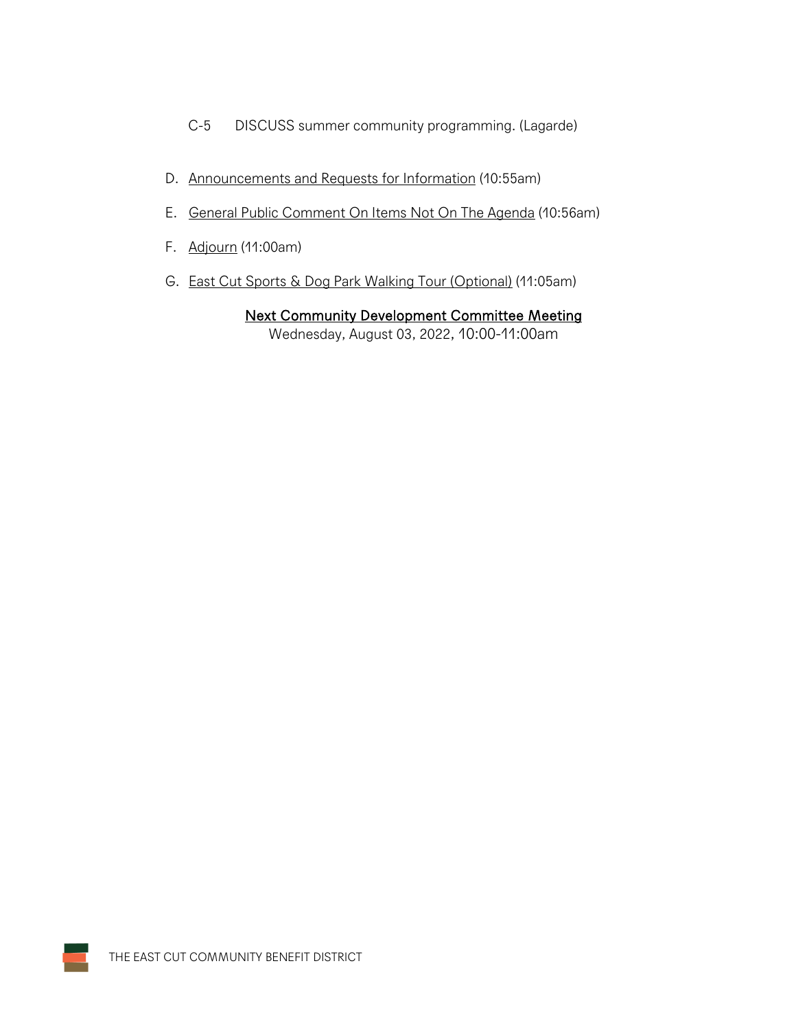C-5 DISCUSS summer community programming. (Lagarde)

D. Announcements and Requests for Information (10:55am)

E. General Public Comment On Items Not On The Agenda (10:56am)

F. Adjourn (11:00am)

G. East Cut Sports & Dog Park Walking Tour (Optional) (11:05am)

**Next Community Development Committee Meeting**

Wednesday, August 03, 2022, 10:00-11:00am